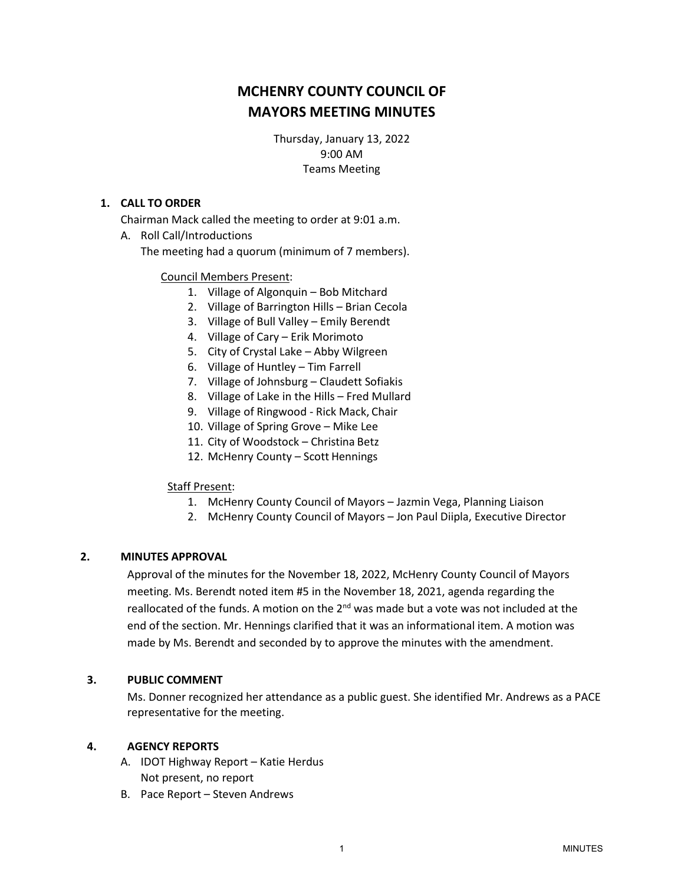# MCHENRY COUNTY COUNCIL OF MAYORS MEETING MINUTES

Thursday, January 13, 2022
9:00 AM
Teams Meeting

## 1. CALL TO ORDER

Chairman Mack called the meeting to order at 9:01 a.m.

A. Roll Call/Introductions

The meeting had a quorum (minimum of 7 members).

Council Members Present:

1. Village of Algonquin – Bob Mitchard
2. Village of Barrington Hills – Brian Cecola
3. Village of Bull Valley – Emily Berendt
4. Village of Cary – Erik Morimoto
5. City of Crystal Lake – Abby Wilgreen
6. Village of Huntley – Tim Farrell
7. Village of Johnsburg – Claudett Sofiakis
8. Village of Lake in the Hills – Fred Mullard
9. Village of Ringwood - Rick Mack, Chair
10. Village of Spring Grove – Mike Lee
11. City of Woodstock – Christina Betz
12. McHenry County – Scott Hennings

Staff Present:

1. McHenry County Council of Mayors – Jazmin Vega, Planning Liaison
2. McHenry County Council of Mayors – Jon Paul Diipla, Executive Director

## 2. MINUTES APPROVAL

Approval of the minutes for the November 18, 2022, McHenry County Council of Mayors meeting. Ms. Berendt noted item #5 in the November 18, 2021, agenda regarding the reallocated of the funds. A motion on the 2nd was made but a vote was not included at the end of the section. Mr. Hennings clarified that it was an informational item. A motion was made by Ms. Berendt and seconded by to approve the minutes with the amendment.

## 3. PUBLIC COMMENT

Ms. Donner recognized her attendance as a public guest. She identified Mr. Andrews as a PACE representative for the meeting.

## 4. AGENCY REPORTS

A. IDOT Highway Report – Katie Herdus

Not present, no report

B. Pace Report – Steven Andrews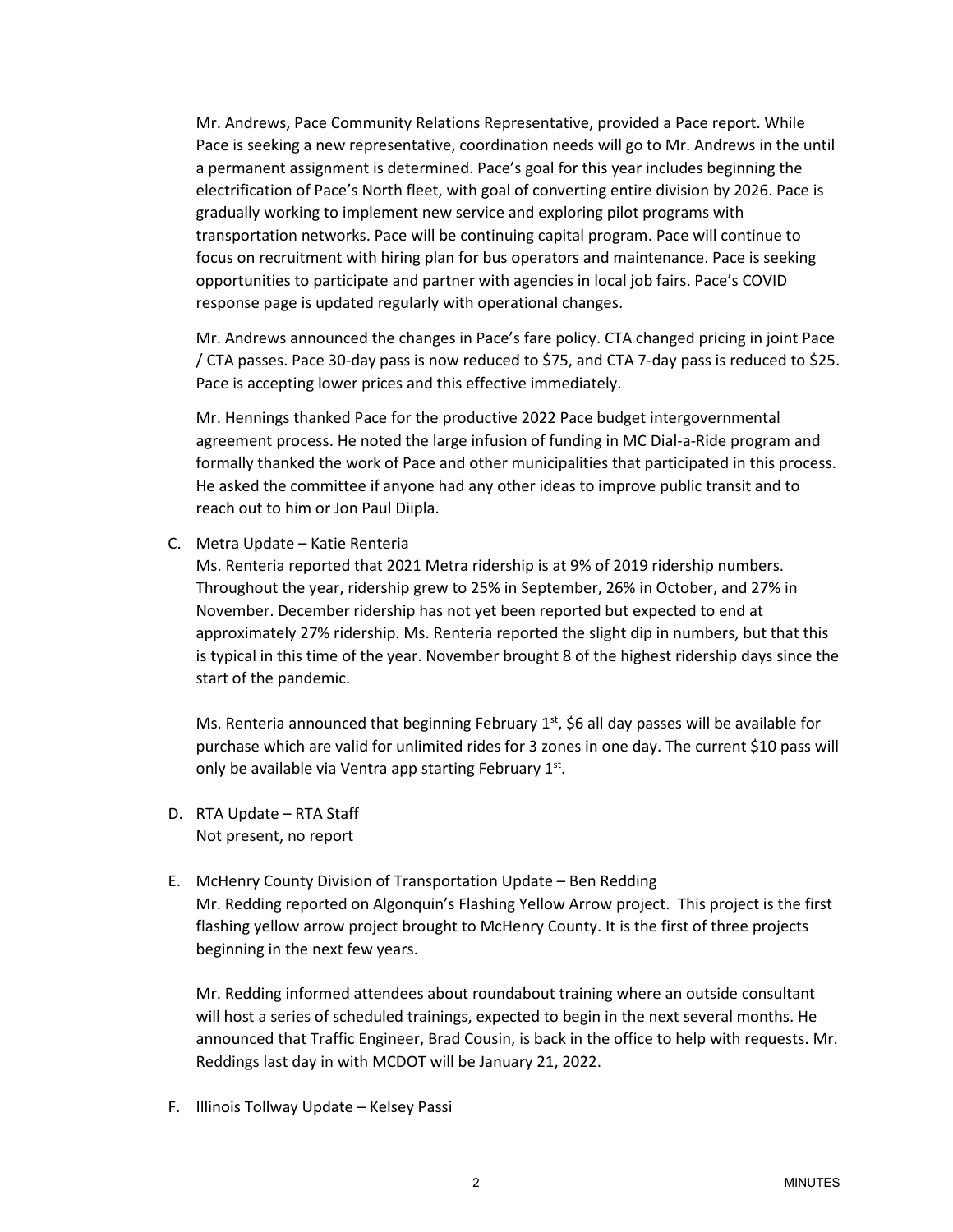Mr. Andrews, Pace Community Relations Representative, provided a Pace report. While Pace is seeking a new representative, coordination needs will go to Mr. Andrews in the until a permanent assignment is determined. Pace's goal for this year includes beginning the electrification of Pace's North fleet, with goal of converting entire division by 2026. Pace is gradually working to implement new service and exploring pilot programs with transportation networks. Pace will be continuing capital program. Pace will continue to focus on recruitment with hiring plan for bus operators and maintenance. Pace is seeking opportunities to participate and partner with agencies in local job fairs. Pace's COVID response page is updated regularly with operational changes.

Mr. Andrews announced the changes in Pace's fare policy. CTA changed pricing in joint Pace / CTA passes. Pace 30-day pass is now reduced to $75, and CTA 7-day pass is reduced to $25. Pace is accepting lower prices and this effective immediately.

Mr. Hennings thanked Pace for the productive 2022 Pace budget intergovernmental agreement process. He noted the large infusion of funding in MC Dial-a-Ride program and formally thanked the work of Pace and other municipalities that participated in this process. He asked the committee if anyone had any other ideas to improve public transit and to reach out to him or Jon Paul Diipla.

C. Metra Update – Katie Renteria

Ms. Renteria reported that 2021 Metra ridership is at 9% of 2019 ridership numbers. Throughout the year, ridership grew to 25% in September, 26% in October, and 27% in November. December ridership has not yet been reported but expected to end at approximately 27% ridership. Ms. Renteria reported the slight dip in numbers, but that this is typical in this time of the year. November brought 8 of the highest ridership days since the start of the pandemic.

Ms. Renteria announced that beginning February 1st, $6 all day passes will be available for purchase which are valid for unlimited rides for 3 zones in one day. The current $10 pass will only be available via Ventra app starting February 1st.

D. RTA Update – RTA Staff

Not present, no report

E. McHenry County Division of Transportation Update – Ben Redding

Mr. Redding reported on Algonquin's Flashing Yellow Arrow project. This project is the first flashing yellow arrow project brought to McHenry County. It is the first of three projects beginning in the next few years.

Mr. Redding informed attendees about roundabout training where an outside consultant will host a series of scheduled trainings, expected to begin in the next several months. He announced that Traffic Engineer, Brad Cousin, is back in the office to help with requests. Mr. Reddings last day in with MCDOT will be January 21, 2022.

F. Illinois Tollway Update – Kelsey Passi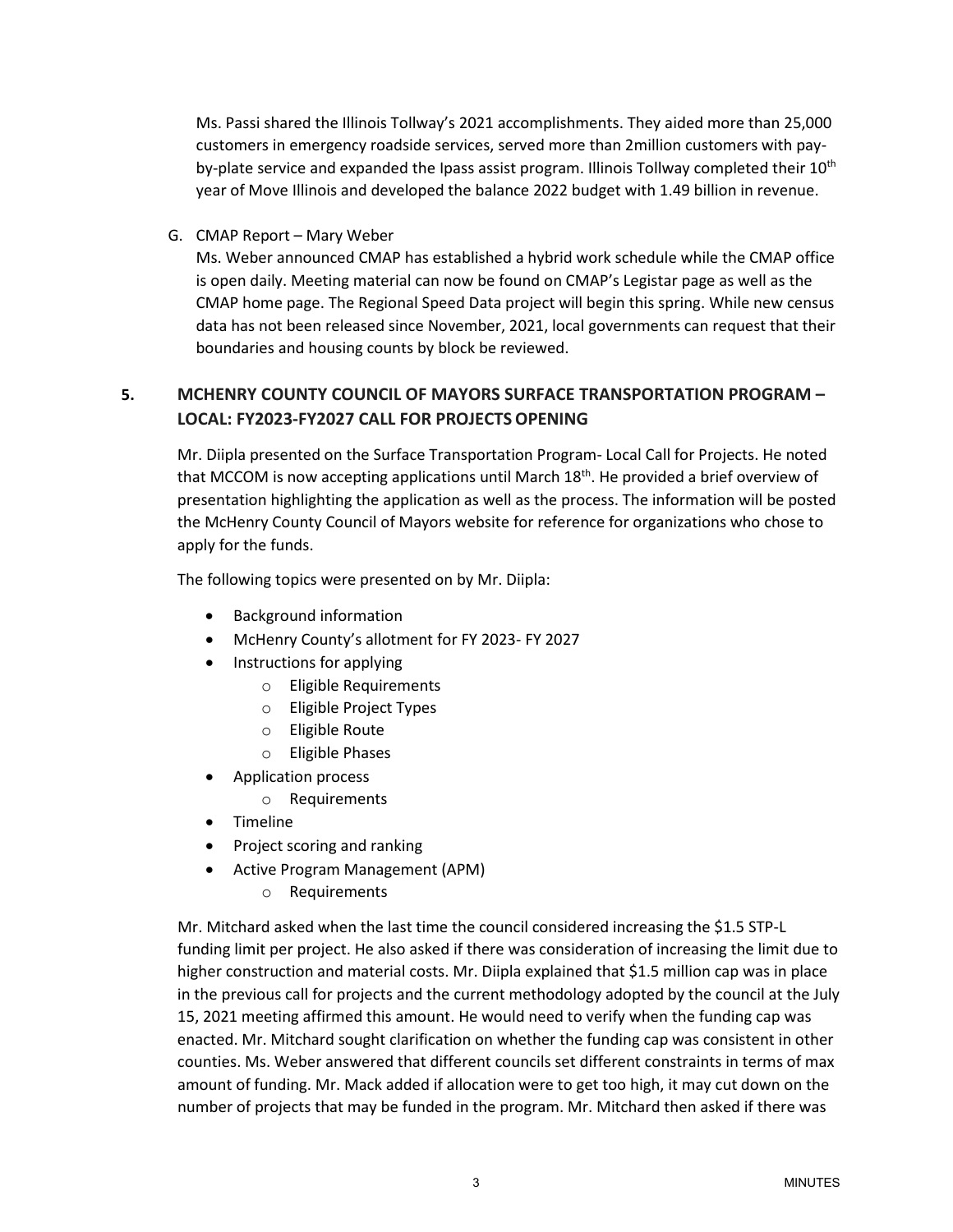Ms. Passi shared the Illinois Tollway's 2021 accomplishments. They aided more than 25,000 customers in emergency roadside services, served more than 2million customers with pay-by-plate service and expanded the Ipass assist program. Illinois Tollway completed their 10th year of Move Illinois and developed the balance 2022 budget with 1.49 billion in revenue.

G. CMAP Report – Mary Weber

Ms. Weber announced CMAP has established a hybrid work schedule while the CMAP office is open daily. Meeting material can now be found on CMAP's Legistar page as well as the CMAP home page. The Regional Speed Data project will begin this spring. While new census data has not been released since November, 2021, local governments can request that their boundaries and housing counts by block be reviewed.

## 5. MCHENRY COUNTY COUNCIL OF MAYORS SURFACE TRANSPORTATION PROGRAM – LOCAL: FY2023-FY2027 CALL FOR PROJECTS OPENING

Mr. Diipla presented on the Surface Transportation Program- Local Call for Projects. He noted that MCCOM is now accepting applications until March 18th. He provided a brief overview of presentation highlighting the application as well as the process. The information will be posted the McHenry County Council of Mayors website for reference for organizations who chose to apply for the funds.

The following topics were presented on by Mr. Diipla:

- Background information
- McHenry County's allotment for FY 2023- FY 2027
- Instructions for applying
    - Eligible Requirements
    - Eligible Project Types
    - Eligible Route
    - Eligible Phases
- Application process
    - Requirements
- Timeline
- Project scoring and ranking
- Active Program Management (APM)
    - Requirements

Mr. Mitchard asked when the last time the council considered increasing the $1.5 STP-L funding limit per project. He also asked if there was consideration of increasing the limit due to higher construction and material costs. Mr. Diipla explained that $1.5 million cap was in place in the previous call for projects and the current methodology adopted by the council at the July 15, 2021 meeting affirmed this amount. He would need to verify when the funding cap was enacted. Mr. Mitchard sought clarification on whether the funding cap was consistent in other counties. Ms. Weber answered that different councils set different constraints in terms of max amount of funding. Mr. Mack added if allocation were to get too high, it may cut down on the number of projects that may be funded in the program. Mr. Mitchard then asked if there was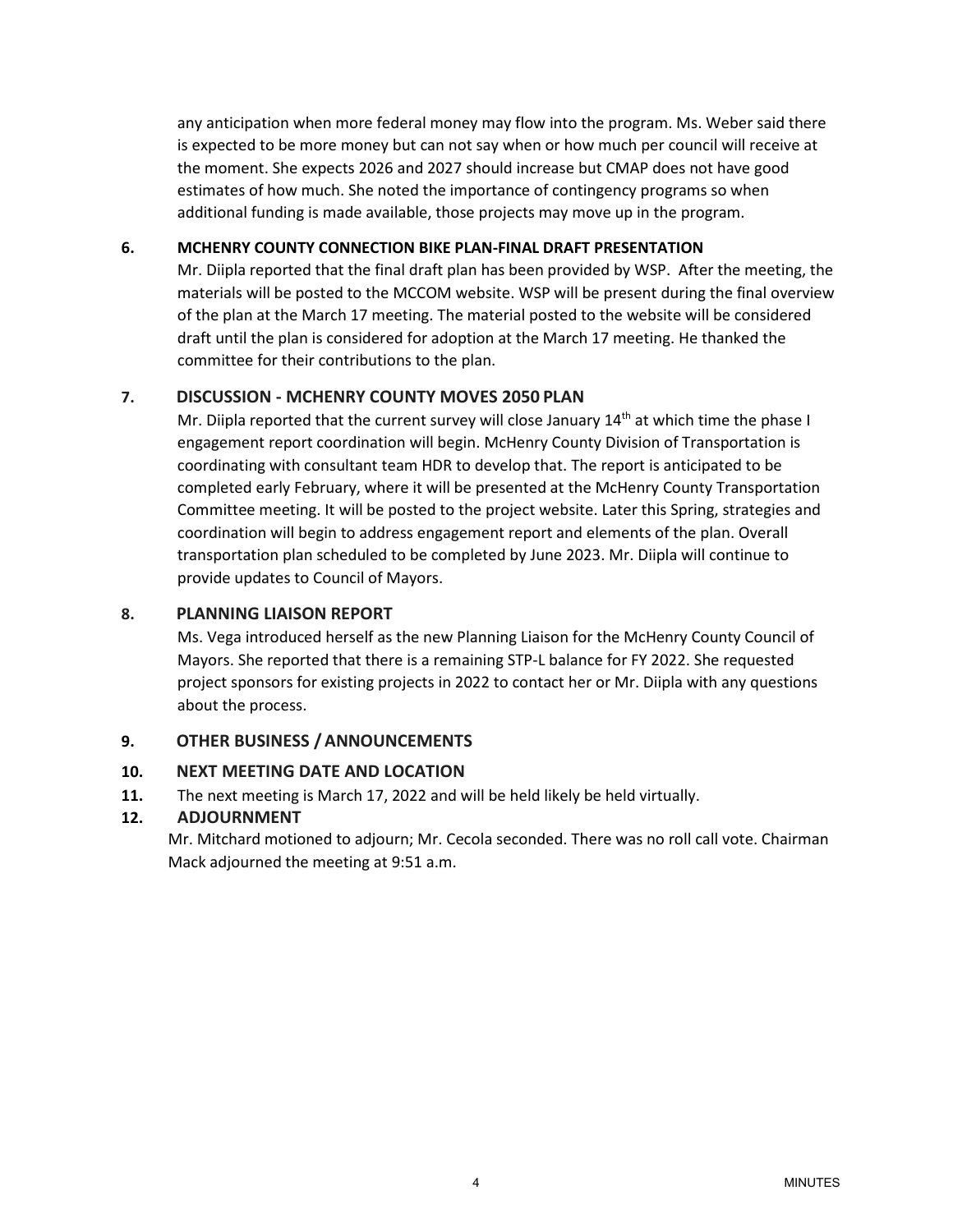any anticipation when more federal money may flow into the program. Ms. Weber said there is expected to be more money but can not say when or how much per council will receive at the moment. She expects 2026 and 2027 should increase but CMAP does not have good estimates of how much. She noted the importance of contingency programs so when additional funding is made available, those projects may move up in the program.

**6. MCHENRY COUNTY CONNECTION BIKE PLAN-FINAL DRAFT PRESENTATION**

Mr. Diipla reported that the final draft plan has been provided by WSP. After the meeting, the materials will be posted to the MCCOM website. WSP will be present during the final overview of the plan at the March 17 meeting. The material posted to the website will be considered draft until the plan is considered for adoption at the March 17 meeting. He thanked the committee for their contributions to the plan.

**7. DISCUSSION - MCHENRY COUNTY MOVES 2050 PLAN**

Mr. Diipla reported that the current survey will close January 14th at which time the phase I engagement report coordination will begin. McHenry County Division of Transportation is coordinating with consultant team HDR to develop that. The report is anticipated to be completed early February, where it will be presented at the McHenry County Transportation Committee meeting. It will be posted to the project website. Later this Spring, strategies and coordination will begin to address engagement report and elements of the plan. Overall transportation plan scheduled to be completed by June 2023. Mr. Diipla will continue to provide updates to Council of Mayors.

**8. PLANNING LIAISON REPORT**

Ms. Vega introduced herself as the new Planning Liaison for the McHenry County Council of Mayors. She reported that there is a remaining STP-L balance for FY 2022. She requested project sponsors for existing projects in 2022 to contact her or Mr. Diipla with any questions about the process.

**9. OTHER BUSINESS / ANNOUNCEMENTS**

**10. NEXT MEETING DATE AND LOCATION**

**11.** The next meeting is March 17, 2022 and will be held likely be held virtually.

**12. ADJOURNMENT**

Mr. Mitchard motioned to adjourn; Mr. Cecola seconded. There was no roll call vote. Chairman Mack adjourned the meeting at 9:51 a.m.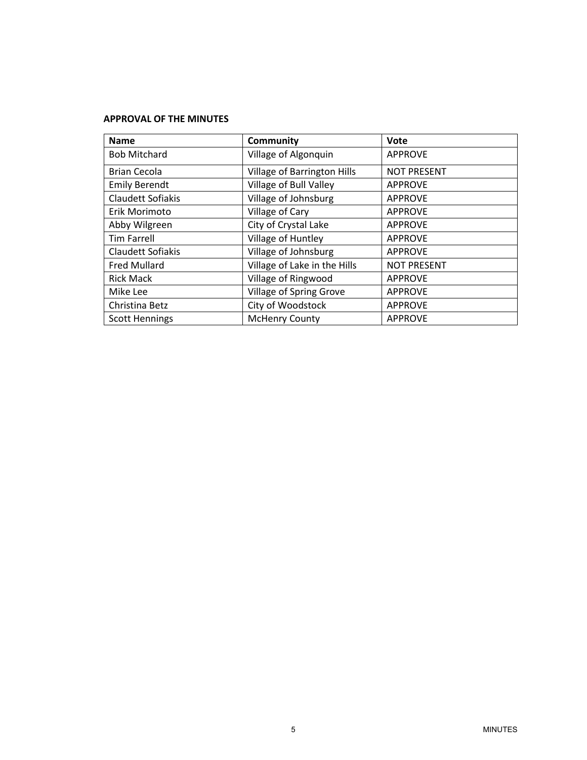**APPROVAL OF THE MINUTES**

| Name | Community | Vote |
|---|---|---|
| Bob Mitchard | Village of Algonquin | APPROVE |
| Brian Cecola | Village of Barrington Hills | NOT PRESENT |
| Emily Berendt | Village of Bull Valley | APPROVE |
| Claudett Sofiakis | Village of Johnsburg | APPROVE |
| Erik Morimoto | Village of Cary | APPROVE |
| Abby Wilgreen | City of Crystal Lake | APPROVE |
| Tim Farrell | Village of Huntley | APPROVE |
| Claudett Sofiakis | Village of Johnsburg | APPROVE |
| Fred Mullard | Village of Lake in the Hills | NOT PRESENT |
| Rick Mack | Village of Ringwood | APPROVE |
| Mike Lee | Village of Spring Grove | APPROVE |
| Christina Betz | City of Woodstock | APPROVE |
| Scott Hennings | McHenry County | APPROVE |